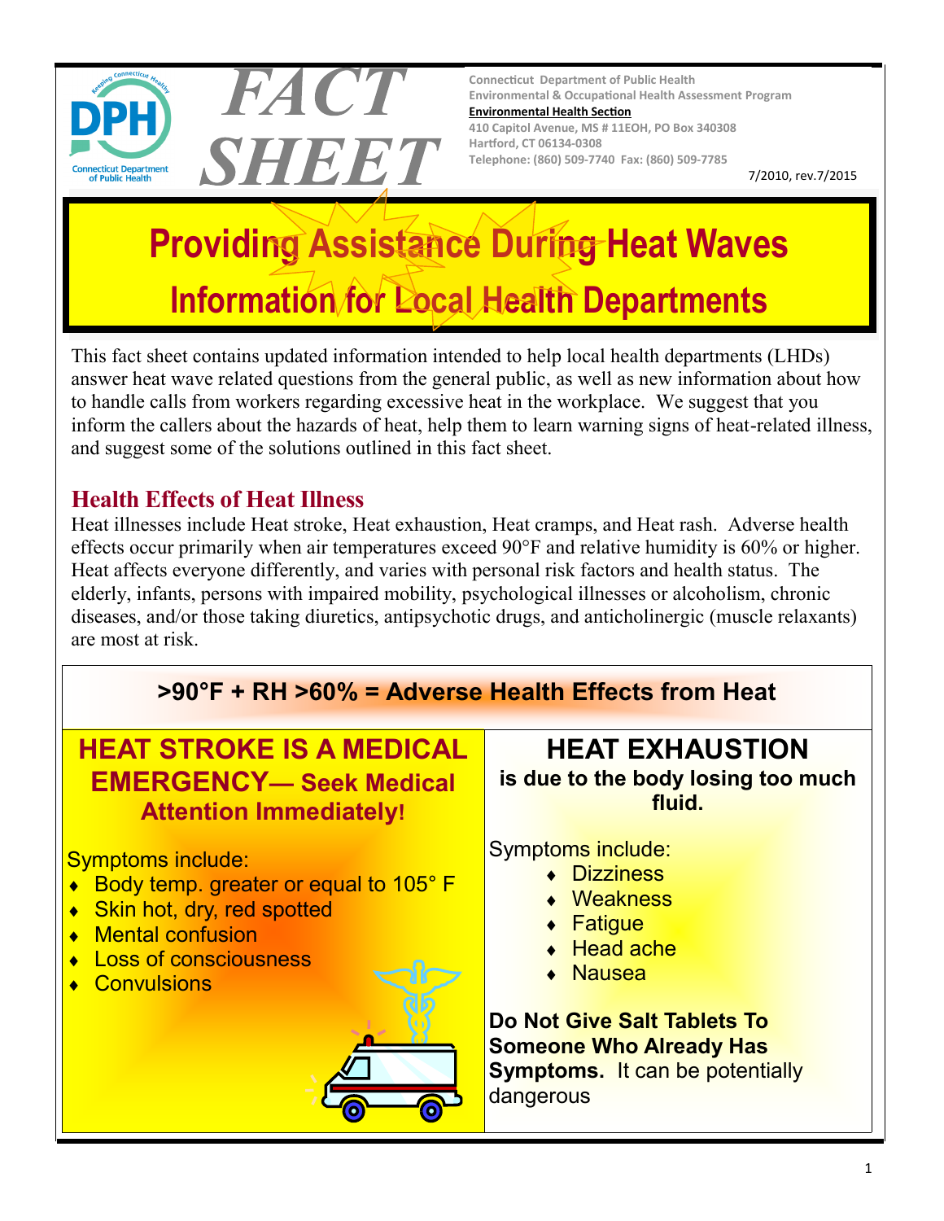# FACT SHEET

Connecticut Department of Public Health
Environmental & Occupational Health Assessment Program
**Environmental Health Section**
410 Capitol Avenue, MS # 11EOH, PO Box 340308
Hartford, CT 06134-0308
Telephone: (860) 509-7740 Fax: (860) 509-7785

7/2010, rev.7/2015

# Providing Assistance During Heat Waves

## Information for Local Health Departments

This fact sheet contains updated information intended to help local health departments (LHDs) answer heat wave related questions from the general public, as well as new information about how to handle calls from workers regarding excessive heat in the workplace. We suggest that you inform the callers about the hazards of heat, help them to learn warning signs of heat-related illness, and suggest some of the solutions outlined in this fact sheet.

## Health Effects of Heat Illness

Heat illnesses include Heat stroke, Heat exhaustion, Heat cramps, and Heat rash. Adverse health effects occur primarily when air temperatures exceed 90°F and relative humidity is 60% or higher. Heat affects everyone differently, and varies with personal risk factors and health status. The elderly, infants, persons with impaired mobility, psychological illnesses or alcoholism, chronic diseases, and/or those taking diuretics, antipsychotic drugs, and anticholinergic (muscle relaxants) are most at risk.

**>90°F + RH >60% = Adverse Health Effects from Heat**

### HEAT STROKE IS A MEDICAL EMERGENCY— Seek Medical Attention Immediately!

Symptoms include:

- Body temp. greater or equal to 105° F
- Skin hot, dry, red spotted
- Mental confusion
- Loss of consciousness
- Convulsions

### HEAT EXHAUSTION

**is due to the body losing too much fluid.**

Symptoms include:

- Dizziness
- Weakness
- Fatigue
- Head ache
- Nausea

**Do Not Give Salt Tablets To Someone Who Already Has Symptoms.** It can be potentially dangerous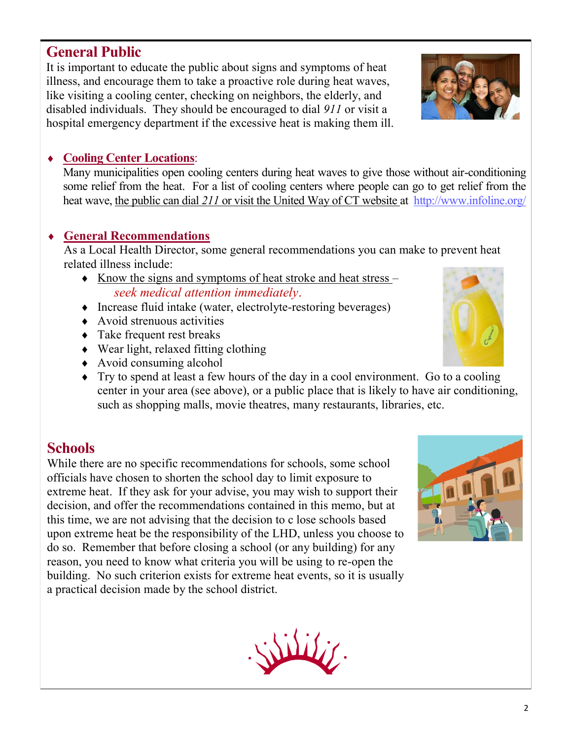## General Public

It is important to educate the public about signs and symptoms of heat illness, and encourage them to take a proactive role during heat waves, like visiting a cooling center, checking on neighbors, the elderly, and disabled individuals. They should be encouraged to dial *911* or visit a hospital emergency department if the excessive heat is making them ill.

- **Cooling Center Locations**:
  Many municipalities open cooling centers during heat waves to give those without air-conditioning some relief from the heat. For a list of cooling centers where people can go to get relief from the heat wave, the public can dial *211* or visit the United Way of CT website at http://www.infoline.org/

- **General Recommendations**
  As a Local Health Director, some general recommendations you can make to prevent heat related illness include:
  - Know the signs and symptoms of heat stroke and heat stress – *seek medical attention immediately*.
  - Increase fluid intake (water, electrolyte-restoring beverages)
  - Avoid strenuous activities
  - Take frequent rest breaks
  - Wear light, relaxed fitting clothing
  - Avoid consuming alcohol
  - Try to spend at least a few hours of the day in a cool environment. Go to a cooling center in your area (see above), or a public place that is likely to have air conditioning, such as shopping malls, movie theatres, many restaurants, libraries, etc.

## Schools

While there are no specific recommendations for schools, some school officials have chosen to shorten the school day to limit exposure to extreme heat. If they ask for your advise, you may wish to support their decision, and offer the recommendations contained in this memo, but at this time, we are not advising that the decision to c lose schools based upon extreme heat be the responsibility of the LHD, unless you choose to do so. Remember that before closing a school (or any building) for any reason, you need to know what criteria you will be using to re-open the building. No such criterion exists for extreme heat events, so it is usually a practical decision made by the school district.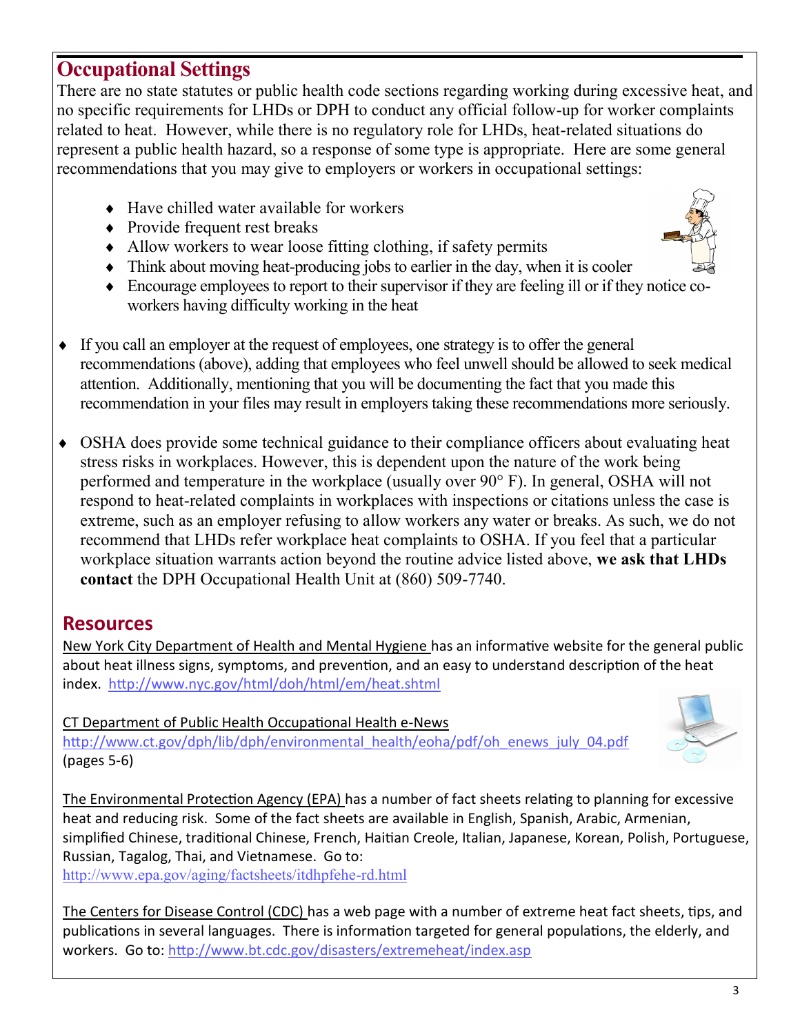## Occupational Settings

There are no state statutes or public health code sections regarding working during excessive heat, and no specific requirements for LHDs or DPH to conduct any official follow-up for worker complaints related to heat. However, while there is no regulatory role for LHDs, heat-related situations do represent a public health hazard, so a response of some type is appropriate. Here are some general recommendations that you may give to employers or workers in occupational settings:

- Have chilled water available for workers
- Provide frequent rest breaks
- Allow workers to wear loose fitting clothing, if safety permits
- Think about moving heat-producing jobs to earlier in the day, when it is cooler
- Encourage employees to report to their supervisor if they are feeling ill or if they notice co-workers having difficulty working in the heat

- If you call an employer at the request of employees, one strategy is to offer the general recommendations (above), adding that employees who feel unwell should be allowed to seek medical attention. Additionally, mentioning that you will be documenting the fact that you made this recommendation in your files may result in employers taking these recommendations more seriously.

- OSHA does provide some technical guidance to their compliance officers about evaluating heat stress risks in workplaces. However, this is dependent upon the nature of the work being performed and temperature in the workplace (usually over 90° F). In general, OSHA will not respond to heat-related complaints in workplaces with inspections or citations unless the case is extreme, such as an employer refusing to allow workers any water or breaks. As such, we do not recommend that LHDs refer workplace heat complaints to OSHA. If you feel that a particular workplace situation warrants action beyond the routine advice listed above, **we ask that LHDs contact** the DPH Occupational Health Unit at (860) 509-7740.

## Resources

New York City Department of Health and Mental Hygiene has an informative website for the general public about heat illness signs, symptoms, and prevention, and an easy to understand description of the heat index. http://www.nyc.gov/html/doh/html/em/heat.shtml

CT Department of Public Health Occupational Health e-News
http://www.ct.gov/dph/lib/dph/environmental_health/eoha/pdf/oh_enews_july_04.pdf
(pages 5-6)

The Environmental Protection Agency (EPA) has a number of fact sheets relating to planning for excessive heat and reducing risk. Some of the fact sheets are available in English, Spanish, Arabic, Armenian, simplified Chinese, traditional Chinese, French, Haitian Creole, Italian, Japanese, Korean, Polish, Portuguese, Russian, Tagalog, Thai, and Vietnamese. Go to:
http://www.epa.gov/aging/factsheets/itdhpfehe-rd.html

The Centers for Disease Control (CDC) has a web page with a number of extreme heat fact sheets, tips, and publications in several languages. There is information targeted for general populations, the elderly, and workers. Go to: http://www.bt.cdc.gov/disasters/extremeheat/index.asp